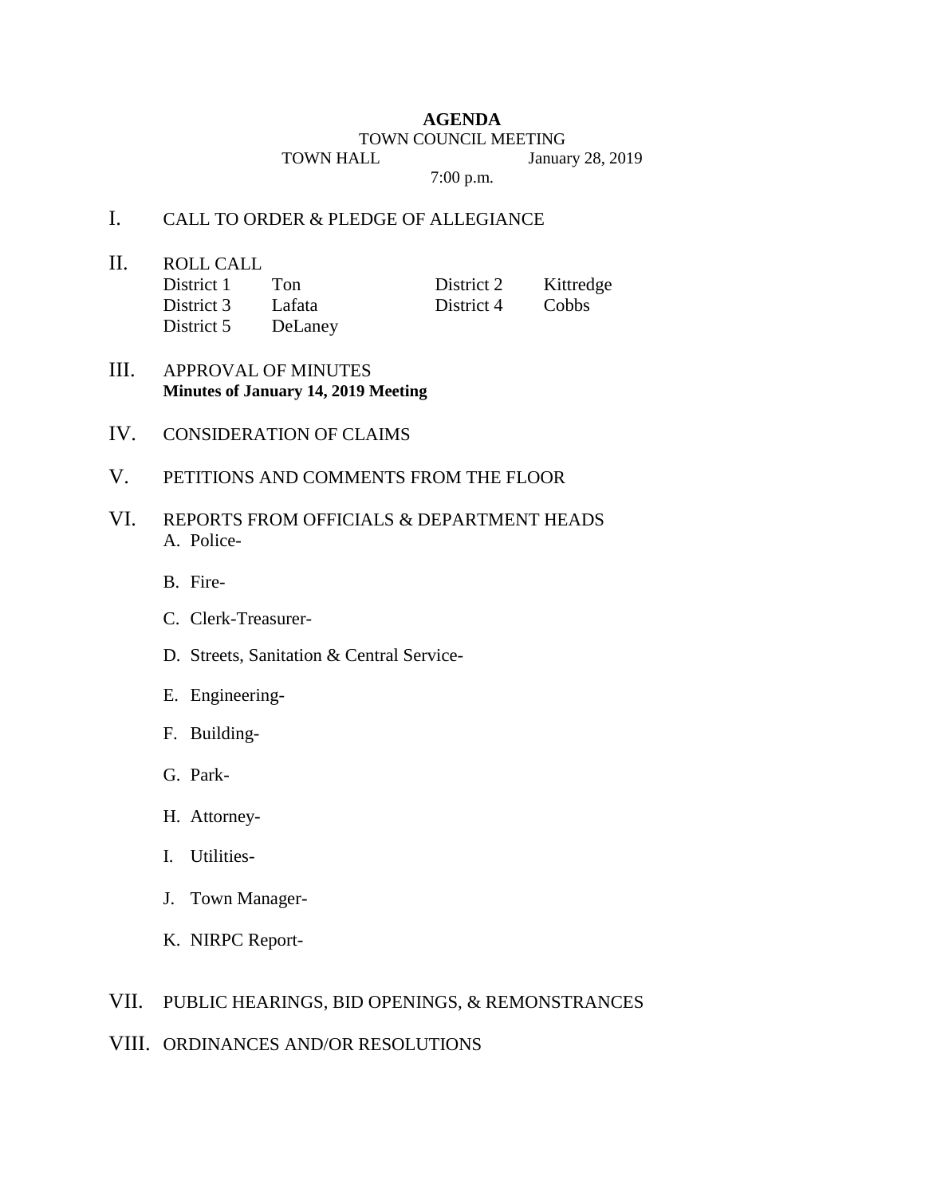**AGENDA**

TOWN COUNCIL MEETING

TOWN HALL January 28, 2019

7:00 p.m.

I. CALL TO ORDER & PLEDGE OF ALLEGIANCE

II. ROLL CALL

| District 1 | Ton | District 2 | Kittredge |
|---|---|---|---|
| District 3 | Lafata | District 4 | Cobbs |
| District 5 | DeLaney | | |

III. APPROVAL OF MINUTES
**Minutes of January 14, 2019 Meeting**

IV. CONSIDERATION OF CLAIMS

V. PETITIONS AND COMMENTS FROM THE FLOOR

VI. REPORTS FROM OFFICIALS & DEPARTMENT HEADS

A. Police-

B. Fire-

C. Clerk-Treasurer-

D. Streets, Sanitation & Central Service-

E. Engineering-

F. Building-

G. Park-

H. Attorney-

I. Utilities-

J. Town Manager-

K. NIRPC Report-

VII. PUBLIC HEARINGS, BID OPENINGS, & REMONSTRANCES

VIII. ORDINANCES AND/OR RESOLUTIONS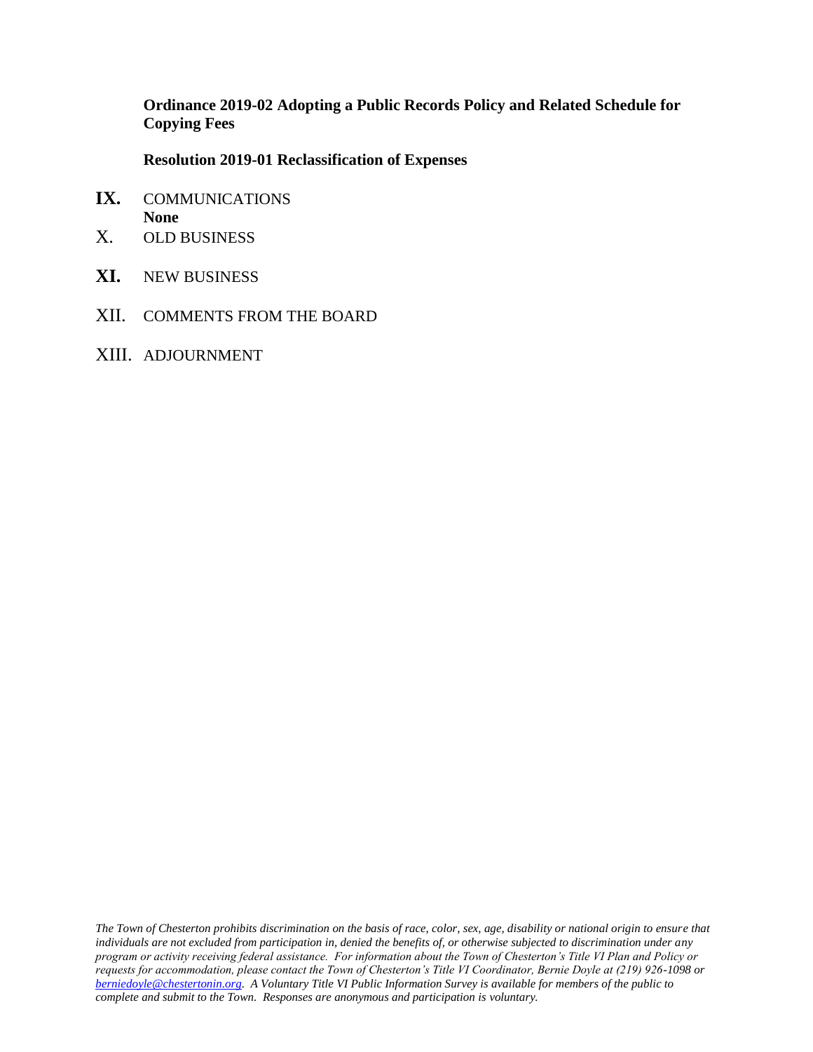**Ordinance 2019-02 Adopting a Public Records Policy and Related Schedule for Copying Fees**

**Resolution 2019-01 Reclassification of Expenses**

**IX.** COMMUNICATIONS
**None**

X. OLD BUSINESS

**XI.** NEW BUSINESS

XII. COMMENTS FROM THE BOARD

XIII. ADJOURNMENT

*The Town of Chesterton prohibits discrimination on the basis of race, color, sex, age, disability or national origin to ensure that individuals are not excluded from participation in, denied the benefits of, or otherwise subjected to discrimination under any program or activity receiving federal assistance. For information about the Town of Chesterton's Title VI Plan and Policy or requests for accommodation, please contact the Town of Chesterton's Title VI Coordinator, Bernie Doyle at (219) 926-1098 or berniedoyle@chestertonin.org. A Voluntary Title VI Public Information Survey is available for members of the public to complete and submit to the Town. Responses are anonymous and participation is voluntary.*